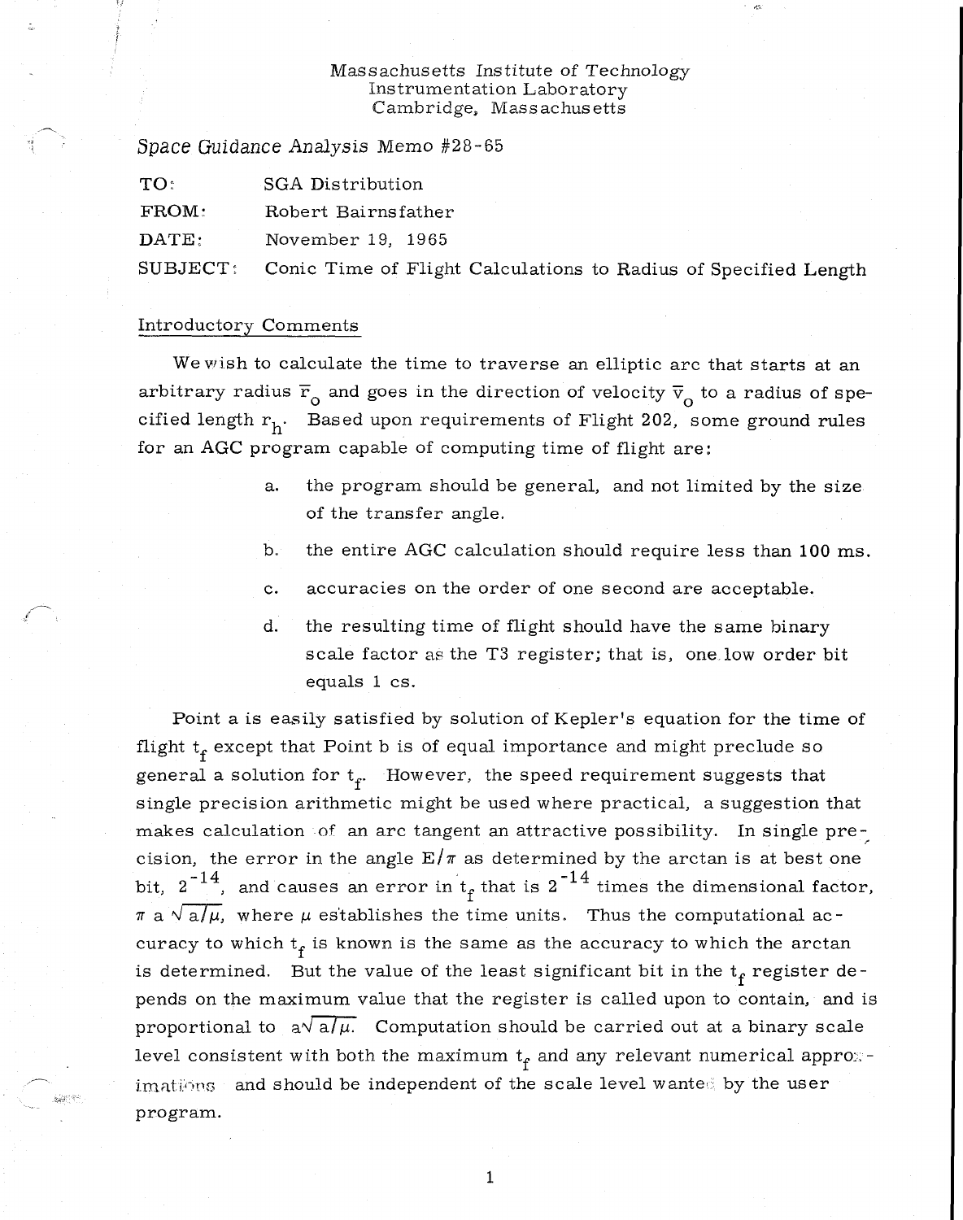Massachusetts Institute of Technology
Instrumentation Laboratory
Cambridge, Massachusetts

*Space Guidance Analysis* Memo #28-65

| | |
|---|---|
| TO: | SGA Distribution |
| FROM: | Robert Bairnsfather |
| DATE: | November 19, 1965 |
| SUBJECT: | Conic Time of Flight Calculations to Radius of Specified Length |

## Introductory Comments

We wish to calculate the time to traverse an elliptic arc that starts at an arbitrary radius $\bar{r}_o$ and goes in the direction of velocity $\bar{v}_o$ to a radius of specified length $r_h$. Based upon requirements of Flight 202, some ground rules for an AGC program capable of computing time of flight are:

a. the program should be general, and not limited by the size of the transfer angle.

b. the entire AGC calculation should require less than 100 ms.

c. accuracies on the order of one second are acceptable.

d. the resulting time of flight should have the same binary scale factor as the T3 register; that is, one low order bit equals 1 cs.

Point a is easily satisfied by solution of Kepler's equation for the time of flight $t_f$ except that Point b is of equal importance and might preclude so general a solution for $t_f$. However, the speed requirement suggests that single precision arithmetic might be used where practical, a suggestion that makes calculation of an arc tangent an attractive possibility. In single precision, the error in the angle $E/\pi$ as determined by the arctan is at best one bit, $2^{-14}$, and causes an error in $t_f$ that is $2^{-14}$ times the dimensional factor, $\pi a \sqrt{a/\mu}$, where $\mu$ establishes the time units. Thus the computational accuracy to which $t_f$ is known is the same as the accuracy to which the arctan is determined. But the value of the least significant bit in the $t_f$ register depends on the maximum value that the register is called upon to contain, and is proportional to $a\sqrt{a/\mu}$. Computation should be carried out at a binary scale level consistent with both the maximum $t_f$ and any relevant numerical approximations and should be independent of the scale level wanted by the user program.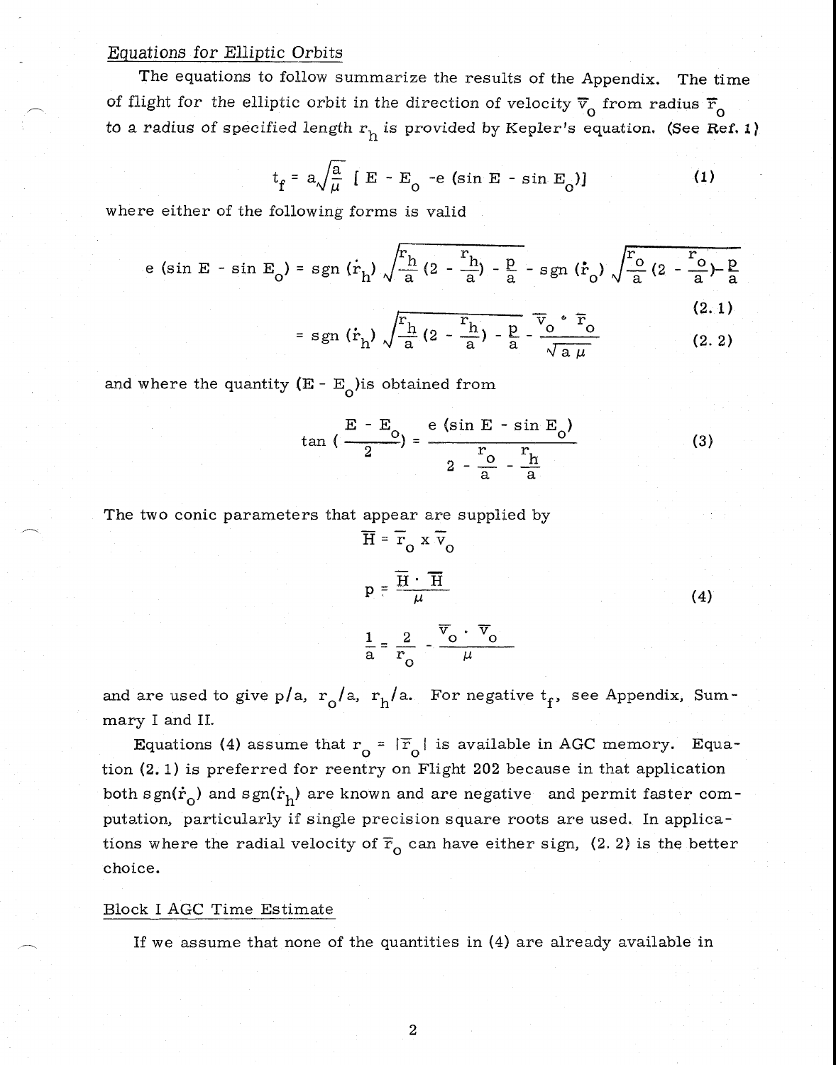## Equations for Elliptic Orbits

The equations to follow summarize the results of the Appendix. The time of flight for the elliptic orbit in the direction of velocity $\bar{v}_o$ from radius $\bar{r}_o$ to a radius of specified length $r_h$ is provided by Kepler's equation. (See Ref. 1)

$$t_f = a\sqrt{\frac{a}{\mu}} \left[ E - E_o - e(\sin E - \sin E_o) \right] \tag{1}$$

where either of the following forms is valid

$$e(\sin E - \sin E_o) = \operatorname{sgn}(\dot{r}_h) \sqrt{\frac{r_h}{a}\left(2 - \frac{r_h}{a}\right) - \frac{p}{a}} - \operatorname{sgn}(\dot{r}_o) \sqrt{\frac{r_o}{a}\left(2 - \frac{r_o}{a}\right) - \frac{p}{a}} \tag{2.1}$$

$$= \operatorname{sgn}(\dot{r}_h) \sqrt{\frac{r_h}{a}\left(2 - \frac{r_h}{a}\right) - \frac{p}{a}} - \frac{\bar{v}_o \cdot \bar{r}_o}{\sqrt{a\mu}} \tag{2.2}$$

and where the quantity $(E - E_o)$ is obtained from

$$\tan\left(\frac{E - E_o}{2}\right) = \frac{e(\sin E - \sin E_o)}{2 - \frac{r_o}{a} - \frac{r_h}{a}} \tag{3}$$

The two conic parameters that appear are supplied by

$$\bar{H} = \bar{r}_o \times \bar{v}_o$$

$$p = \frac{\bar{H} \cdot \bar{H}}{\mu} \tag{4}$$

$$\frac{1}{a} = \frac{2}{r_o} - \frac{\bar{v}_o \cdot \bar{v}_o}{\mu}$$

and are used to give $p/a$, $r_o/a$, $r_h/a$. For negative $t_f$, see Appendix, Summary I and II.

Equations (4) assume that $r_o = |\bar{r}_o|$ is available in AGC memory. Equation (2.1) is preferred for reentry on Flight 202 because in that application both $\operatorname{sgn}(\dot{r}_o)$ and $\operatorname{sgn}(\dot{r}_h)$ are known and are negative and permit faster computation, particularly if single precision square roots are used. In applications where the radial velocity of $\bar{r}_o$ can have either sign, (2.2) is the better choice.

## Block I AGC Time Estimate

If we assume that none of the quantities in (4) are already available in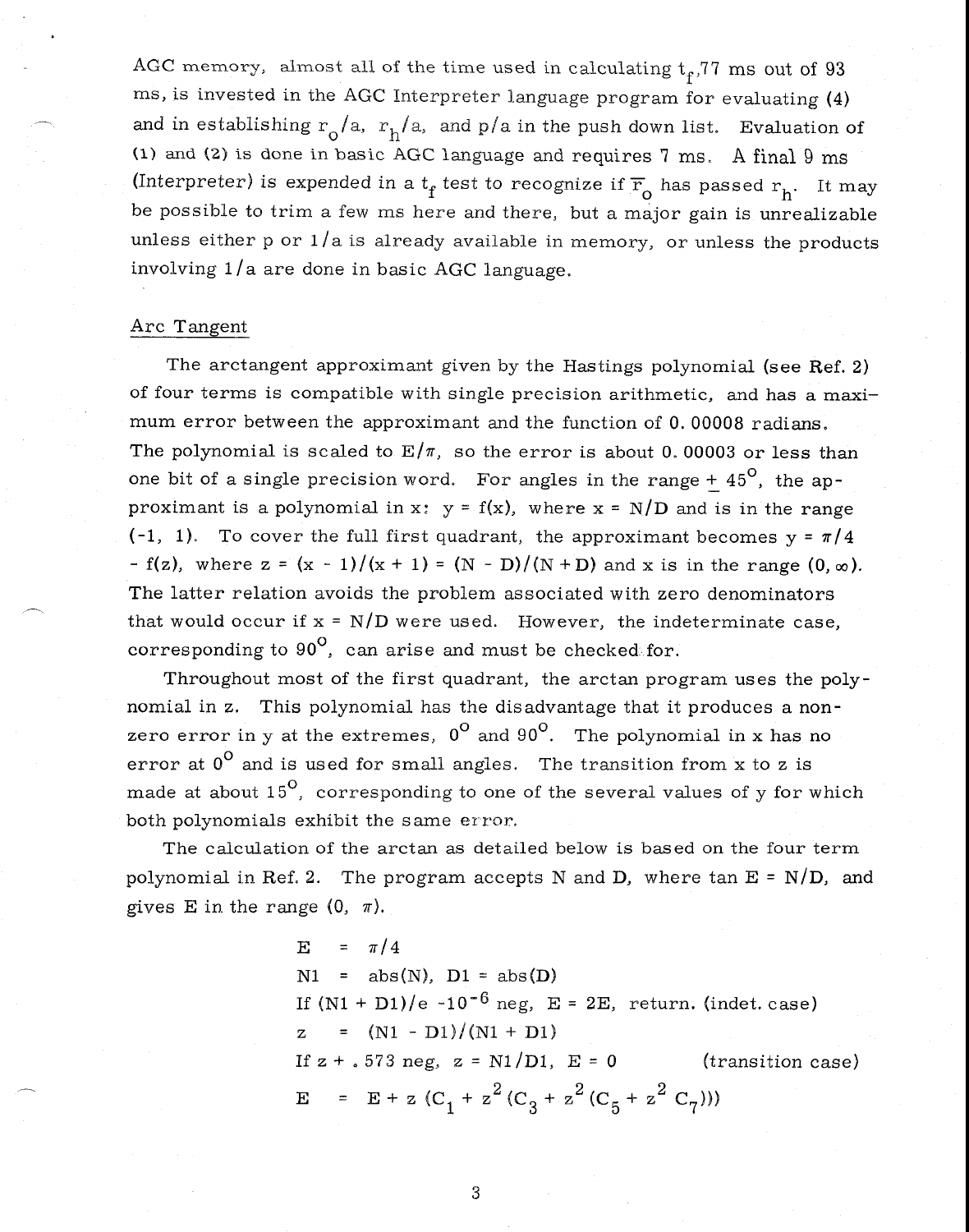AGC memory, almost all of the time used in calculating $t_f$, 77 ms out of 93 ms, is invested in the AGC Interpreter language program for evaluating (4) and in establishing $r_o/a$, $r_h/a$, and $p/a$ in the push down list. Evaluation of (1) and (2) is done in basic AGC language and requires 7 ms. A final 9 ms (Interpreter) is expended in a $t_f$ test to recognize if $\overline{r}_o$ has passed $r_h$. It may be possible to trim a few ms here and there, but a major gain is unrealizable unless either p or 1/a is already available in memory, or unless the products involving 1/a are done in basic AGC language.

## Arc Tangent

The arctangent approximant given by the Hastings polynomial (see Ref. 2) of four terms is compatible with single precision arithmetic, and has a maximum error between the approximant and the function of 0.00008 radians. The polynomial is scaled to $E/\pi$, so the error is about 0.00003 or less than one bit of a single precision word. For angles in the range $\pm$ 45°, the approximant is a polynomial in x: $y = f(x)$, where $x = N/D$ and is in the range (-1, 1). To cover the full first quadrant, the approximant becomes $y = \pi/4 - f(z)$, where $z = (x - 1)/(x + 1) = (N - D)/(N + D)$ and x is in the range $(0, \infty)$. The latter relation avoids the problem associated with zero denominators that would occur if $x = N/D$ were used. However, the indeterminate case, corresponding to 90°, can arise and must be checked for.

Throughout most of the first quadrant, the arctan program uses the polynomial in z. This polynomial has the disadvantage that it produces a non-zero error in y at the extremes, 0° and 90°. The polynomial in x has no error at 0° and is used for small angles. The transition from x to z is made at about 15°, corresponding to one of the several values of y for which both polynomials exhibit the same error.

The calculation of the arctan as detailed below is based on the four term polynomial in Ref. 2. The program accepts N and D, where $\tan E = N/D$, and gives E in the range $(0, \pi)$.

$$E = \pi/4$$

$$N1 = \text{abs}(N), \quad D1 = \text{abs}(D)$$

If $(N1 + D1)/e - 10^{-6}$ neg, $E = 2E$, return. (indet. case)

$$z = (N1 - D1)/(N1 + D1)$$

If $z + .573$ neg, $z = N1/D1$, $E = 0$ (transition case)

$$E = E + z\,(C_1 + z^2\,(C_3 + z^2\,(C_5 + z^2\,C_7)))$$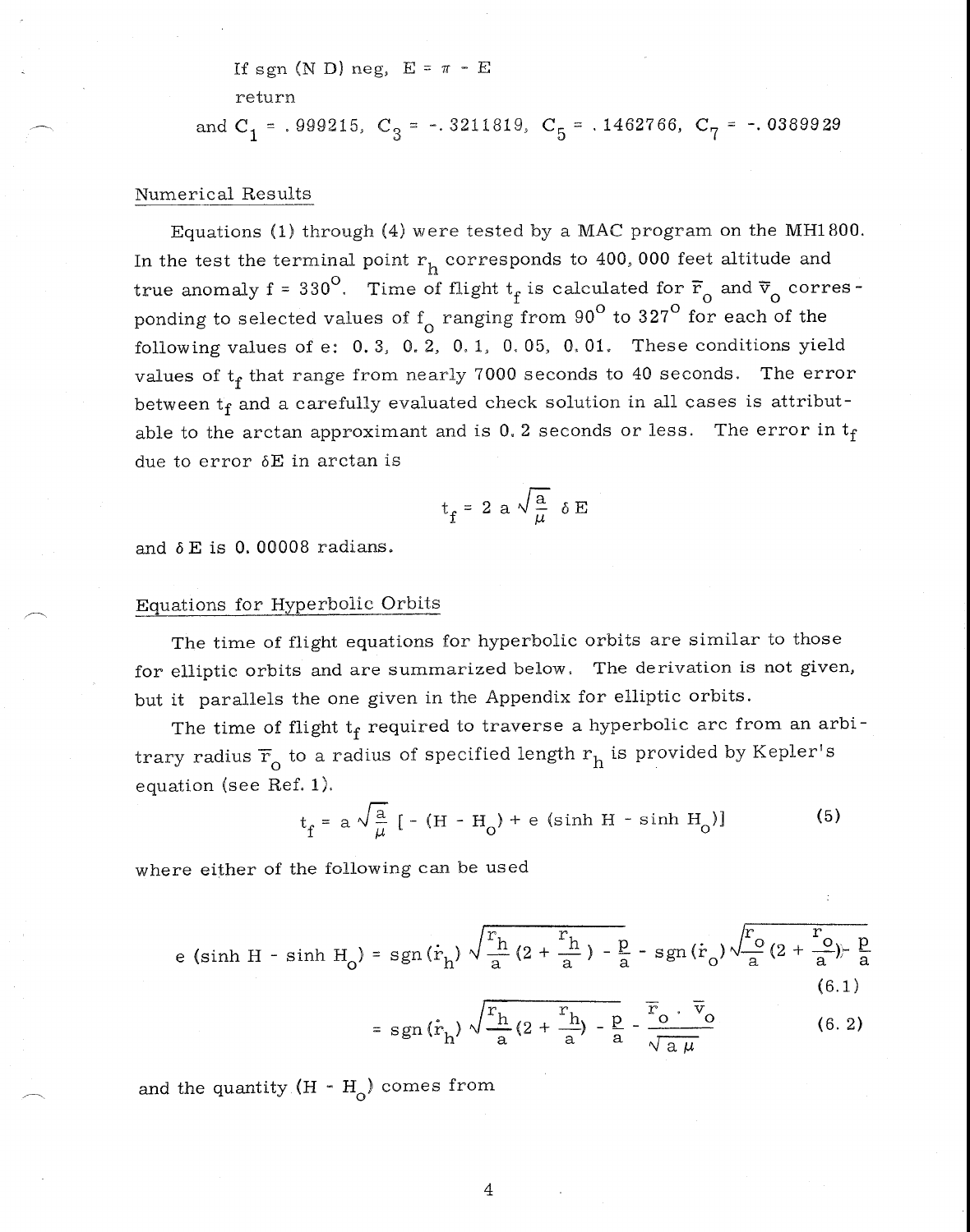If sgn (N D) neg, $E = \pi - E$

return

and $C_1 = .999215$, $C_3 = -.3211819$, $C_5 = .1462766$, $C_7 = -.0389929$

## Numerical Results

Equations (1) through (4) were tested by a MAC program on the MH1800. In the test the terminal point $r_h$ corresponds to 400,000 feet altitude and true anomaly f = 330°. Time of flight $t_f$ is calculated for $\bar{r}_o$ and $\bar{v}_o$ corresponding to selected values of $f_o$ ranging from 90° to 327° for each of the following values of e: 0.3, 0.2, 0.1, 0.05, 0.01. These conditions yield values of $t_f$ that range from nearly 7000 seconds to 40 seconds. The error between $t_f$ and a carefully evaluated check solution in all cases is attributable to the arctan approximant and is 0.2 seconds or less. The error in $t_f$ due to error $\delta E$ in arctan is

$$t_f = 2 a \sqrt{\frac{a}{\mu}} \ \delta E$$

and $\delta E$ is 0.00008 radians.

## Equations for Hyperbolic Orbits

The time of flight equations for hyperbolic orbits are similar to those for elliptic orbits and are summarized below. The derivation is not given, but it parallels the one given in the Appendix for elliptic orbits.

The time of flight $t_f$ required to traverse a hyperbolic arc from an arbitrary radius $\bar{r}_o$ to a radius of specified length $r_h$ is provided by Kepler's equation (see Ref. 1).

$$t_f = a \sqrt{\frac{a}{\mu}} \left[ -(H - H_o) + e (\sinh H - \sinh H_o) \right] \tag{5}$$

where either of the following can be used

$$e (\sinh H - \sinh H_o) = \text{sgn}(\dot{r}_h) \sqrt{\frac{r_h}{a}\left(2 + \frac{r_h}{a}\right) - \frac{p}{a}} - \text{sgn}(\dot{r}_o) \sqrt{\frac{r_o}{a}\left(2 + \frac{r_o}{a}\right) - \frac{p}{a}} \tag{6.1}$$

$$= \text{sgn}(\dot{r}_h) \sqrt{\frac{r_h}{a}\left(2 + \frac{r_h}{a}\right) - \frac{p}{a}} - \frac{\bar{r}_o \cdot \bar{v}_o}{\sqrt{a \mu}} \tag{6.2}$$

and the quantity $(H - H_o)$ comes from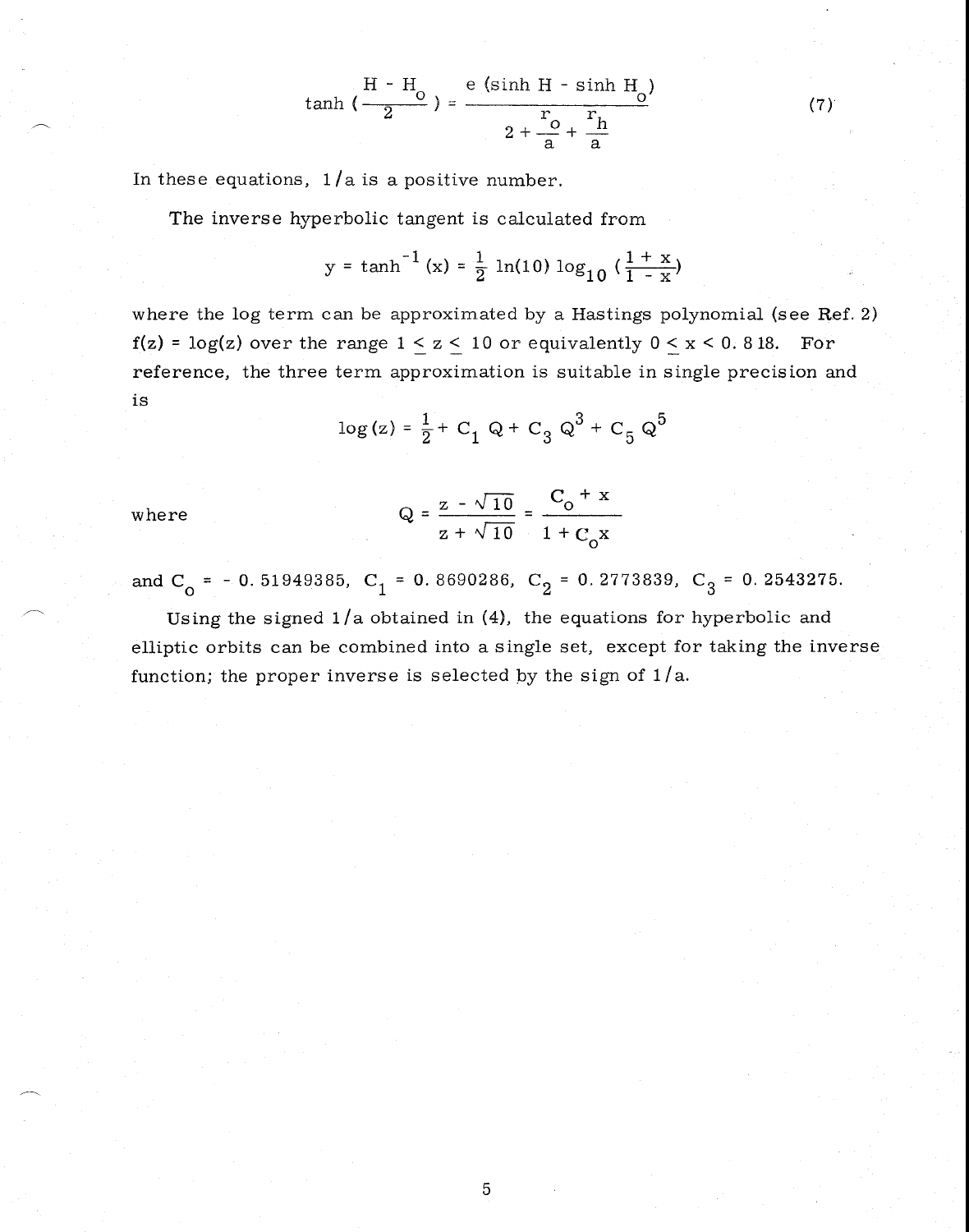$$\tanh\left(\frac{H - H_o}{2}\right) = \frac{e\,(\sinh H - \sinh H_o)}{2 + \frac{r_o}{a} + \frac{r_h}{a}} \tag{7}$$

In these equations, $1/a$ is a positive number.

The inverse hyperbolic tangent is calculated from

$$y = \tanh^{-1}(x) = \frac{1}{2}\ln(10)\log_{10}\left(\frac{1 + x}{1 - x}\right)$$

where the log term can be approximated by a Hastings polynomial (see Ref. 2) $f(z) = \log(z)$ over the range $1 \leq z \leq 10$ or equivalently $0 \leq x < 0.818$. For reference, the three term approximation is suitable in single precision and is

$$\log(z) = \frac{1}{2} + C_1 Q + C_3 Q^3 + C_5 Q^5$$

where

$$Q = \frac{z - \sqrt{10}}{z + \sqrt{10}} = \frac{C_o + x}{1 + C_o x}$$

and $C_o = -0.51949385$, $C_1 = 0.8690286$, $C_2 = 0.2773839$, $C_3 = 0.2543275$.

Using the signed $1/a$ obtained in (4), the equations for hyperbolic and elliptic orbits can be combined into a single set, except for taking the inverse function; the proper inverse is selected by the sign of $1/a$.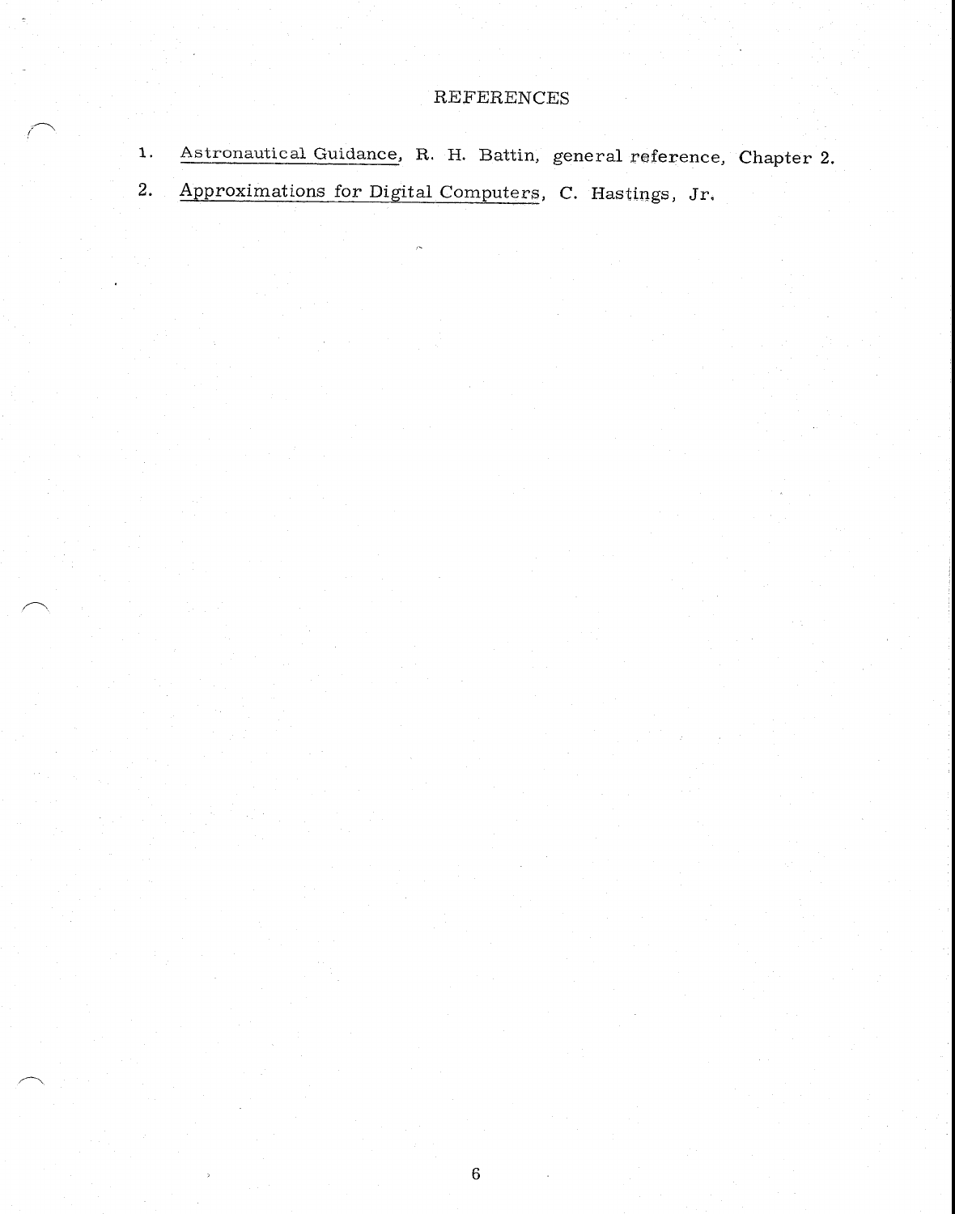# REFERENCES

1. Astronautical Guidance, R. H. Battin, general reference, Chapter 2.
2. Approximations for Digital Computers, C. Hastings, Jr.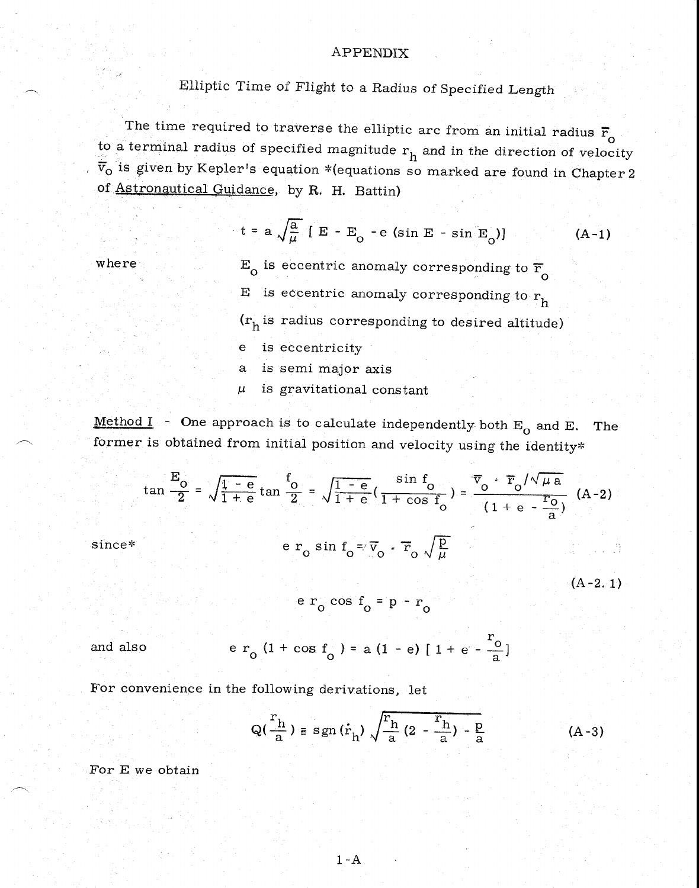# APPENDIX

## Elliptic Time of Flight to a Radius of Specified Length

The time required to traverse the elliptic arc from an initial radius $\bar{r}_o$ to a terminal radius of specified magnitude $r_h$ and in the direction of velocity $\bar{v}_o$ is given by Kepler's equation *(equations so marked are found in Chapter 2 of Astronautical Guidance, by R. H. Battin)

$$t = a\sqrt{\frac{a}{\mu}}\,\left[E - E_o - e\,(\sin E - \sin E_o)\right] \tag{A-1}$$

where
- $E_o$ is eccentric anomaly corresponding to $\bar{r}_o$
- $E$ is eccentric anomaly corresponding to $r_h$
- ($r_h$ is radius corresponding to desired altitude)
- $e$ is eccentricity
- $a$ is semi major axis
- $\mu$ is gravitational constant

Method I - One approach is to calculate independently both $E_o$ and $E$. The former is obtained from initial position and velocity using the identity*

$$\tan\frac{E_o}{2} = \sqrt{\frac{1-e}{1+e}}\,\tan\frac{f_o}{2} = \sqrt{\frac{1-e}{1+e}}\left(\frac{\sin f_o}{1+\cos f_o}\right) = \frac{\bar{v}_o\cdot\bar{r}_o/\sqrt{\mu a}}{\left(1+e-\frac{r_o}{a}\right)} \tag{A-2}$$

since*

$$e\,r_o\sin f_o = \bar{v}_o\cdot\bar{r}_o\sqrt{\frac{p}{\mu}}$$

$$e\,r_o\cos f_o = p - r_o \tag{A-2.1}$$

and also

$$e\,r_o\,(1+\cos f_o) = a\,(1-e)\left[1+e-\frac{r_o}{a}\right]$$

For convenience in the following derivations, let

$$Q\left(\frac{r_h}{a}\right) \equiv \operatorname{sgn}(\dot{r}_h)\sqrt{\frac{r_h}{a}\left(2-\frac{r_h}{a}\right)-\frac{p}{a}} \tag{A-3}$$

For E we obtain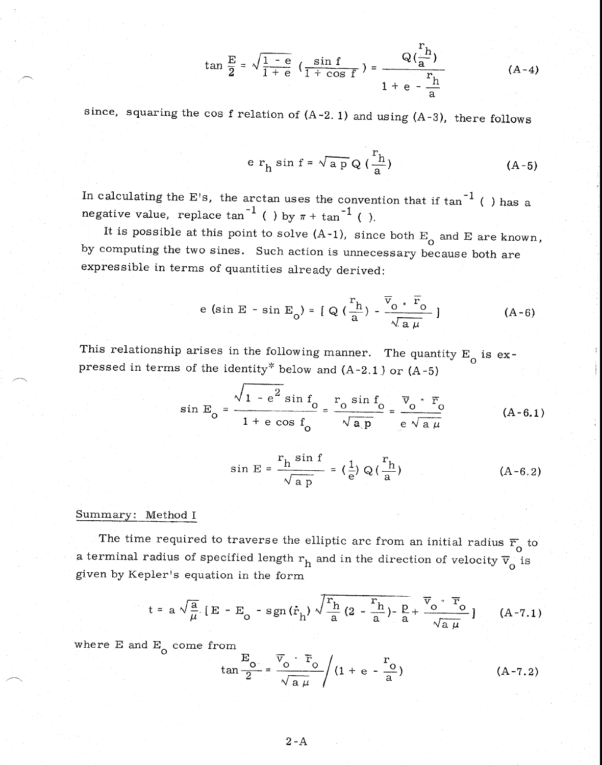$$\tan\frac{E}{2} = \sqrt{\frac{1-e}{1+e}}\left(\frac{\sin f}{1+\cos f}\right) = \frac{Q\left(\frac{r_h}{a}\right)}{1+e-\frac{r_h}{a}} \tag{A-4}$$

since, squaring the cos f relation of (A-2.1) and using (A-3), there follows

$$e\, r_h \sin f = \sqrt{a\,p}\; Q\left(\frac{r_h}{a}\right) \tag{A-5}$$

In calculating the E's, the arctan uses the convention that if $\tan^{-1}(\ )$ has a negative value, replace $\tan^{-1}(\ )$ by $\pi + \tan^{-1}(\ )$.

It is possible at this point to solve (A-1), since both $E_o$ and $E$ are known, by computing the two sines. Such action is unnecessary because both are expressible in terms of quantities already derived:

$$e\,(\sin E - \sin E_o) = \left[\, Q\left(\frac{r_h}{a}\right) - \frac{\bar{v}_o \cdot \bar{r}_o}{\sqrt{a\,\mu}} \,\right] \tag{A-6}$$

This relationship arises in the following manner. The quantity $E_o$ is expressed in terms of the identity* below and (A-2.1) or (A-5)

$$\sin E_o = \frac{\sqrt{1-e^2}\,\sin f_o}{1+e\cos f_o} = \frac{r_o \sin f_o}{\sqrt{a\,p}} = \frac{\bar{v}_o \cdot \bar{r}_o}{e\sqrt{a\,\mu}} \tag{A-6.1}$$

$$\sin E = \frac{r_h \sin f}{\sqrt{a\,p}} = \left(\frac{1}{e}\right) Q\left(\frac{r_h}{a}\right) \tag{A-6.2}$$

<u>Summary: Method I</u>

The time required to traverse the elliptic arc from an initial radius $\bar{r}_o$ to a terminal radius of specified length $r_h$ and in the direction of velocity $\bar{v}_o$ is given by Kepler's equation in the form

$$t = a\sqrt{\frac{a}{\mu}}\left[E - E_o - \operatorname{sgn}(\dot{r}_h)\sqrt{\frac{r_h}{a}\left(2-\frac{r_h}{a}\right) - \frac{p}{a}} + \frac{\bar{v}_o \cdot \bar{r}_o}{\sqrt{a\,\mu}}\right] \tag{A-7.1}$$

where $E$ and $E_o$ come from

$$\tan\frac{E_o}{2} = \frac{\bar{v}_o \cdot \bar{r}_o}{\sqrt{a\,\mu}} \Bigg/ \left(1+e-\frac{r_o}{a}\right) \tag{A-7.2}$$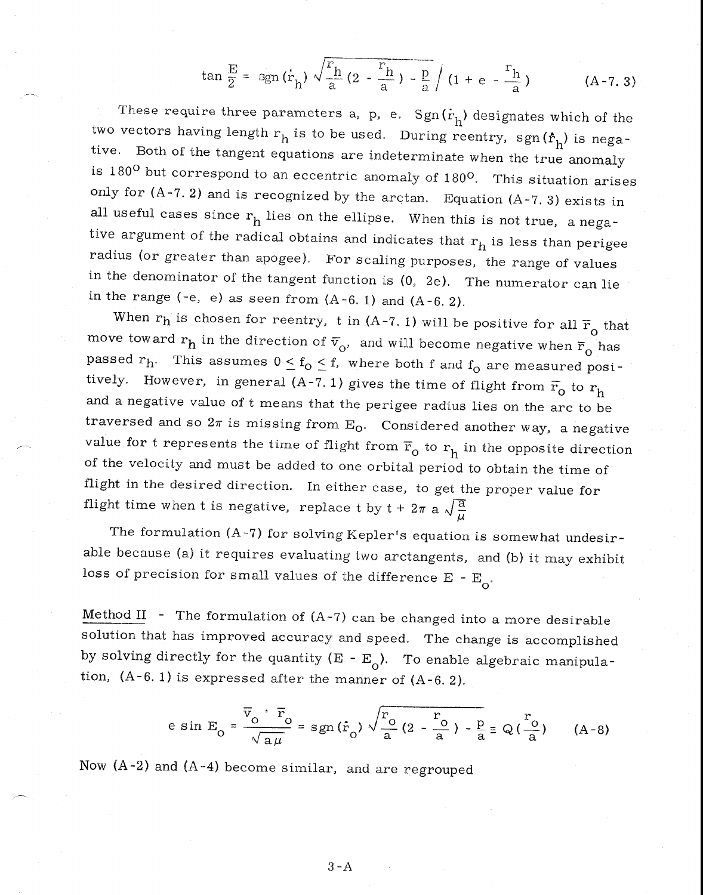$$\tan \frac{E}{2} = \text{sgn}(\dot{r}_h) \sqrt{\frac{r_h}{a}(2 - \frac{r_h}{a}) - \frac{p}{a}} \Big/ (1 + e - \frac{r_h}{a}) \qquad \text{(A-7. 3)}$$

These require three parameters a, p, e. $\text{Sgn}(\dot{r}_h)$ designates which of the two vectors having length $r_h$ is to be used. During reentry, $\text{sgn}(\dot{r}_h)$ is negative. Both of the tangent equations are indeterminate when the true anomaly is 180° but correspond to an eccentric anomaly of 180°. This situation arises only for (A-7. 2) and is recognized by the arctan. Equation (A-7. 3) exists in all useful cases since $r_h$ lies on the ellipse. When this is not true, a negative argument of the radical obtains and indicates that $r_h$ is less than perigee radius (or greater than apogee). For scaling purposes, the range of values in the denominator of the tangent function is (0, 2e). The numerator can lie in the range (-e, e) as seen from (A-6. 1) and (A-6. 2).

When $r_h$ is chosen for reentry, t in (A-7. 1) will be positive for all $\bar{r}_o$ that move toward $r_h$ in the direction of $\bar{v}_o$, and will become negative when $\bar{r}_o$ has passed $r_h$. This assumes $0 \leq f_o \leq f$, where both f and $f_o$ are measured positively. However, in general (A-7. 1) gives the time of flight from $\bar{r}_o$ to $r_h$ and a negative value of t means that the perigee radius lies on the arc to be traversed and so $2\pi$ is missing from $E_o$. Considered another way, a negative value for t represents the time of flight from $\bar{r}_o$ to $r_h$ in the opposite direction of the velocity and must be added to one orbital period to obtain the time of flight in the desired direction. In either case, to get the proper value for flight time when t is negative, replace t by $t + 2\pi\, a \sqrt{\frac{a}{\mu}}$

The formulation (A-7) for solving Kepler's equation is somewhat undesirable because (a) it requires evaluating two arctangents, and (b) it may exhibit loss of precision for small values of the difference $E - E_o$.

Method II - The formulation of (A-7) can be changed into a more desirable solution that has improved accuracy and speed. The change is accomplished by solving directly for the quantity $(E - E_o)$. To enable algebraic manipulation, (A-6. 1) is expressed after the manner of (A-6. 2).

$$e \sin E_o = \frac{\bar{v}_o \cdot \bar{r}_o}{\sqrt{a\mu}} = \text{sgn}(\dot{r}_o) \sqrt{\frac{r_o}{a}(2 - \frac{r_o}{a}) - \frac{p}{a}} \equiv Q(\frac{r_o}{a}) \qquad \text{(A-8)}$$

Now (A-2) and (A-4) become similar, and are regrouped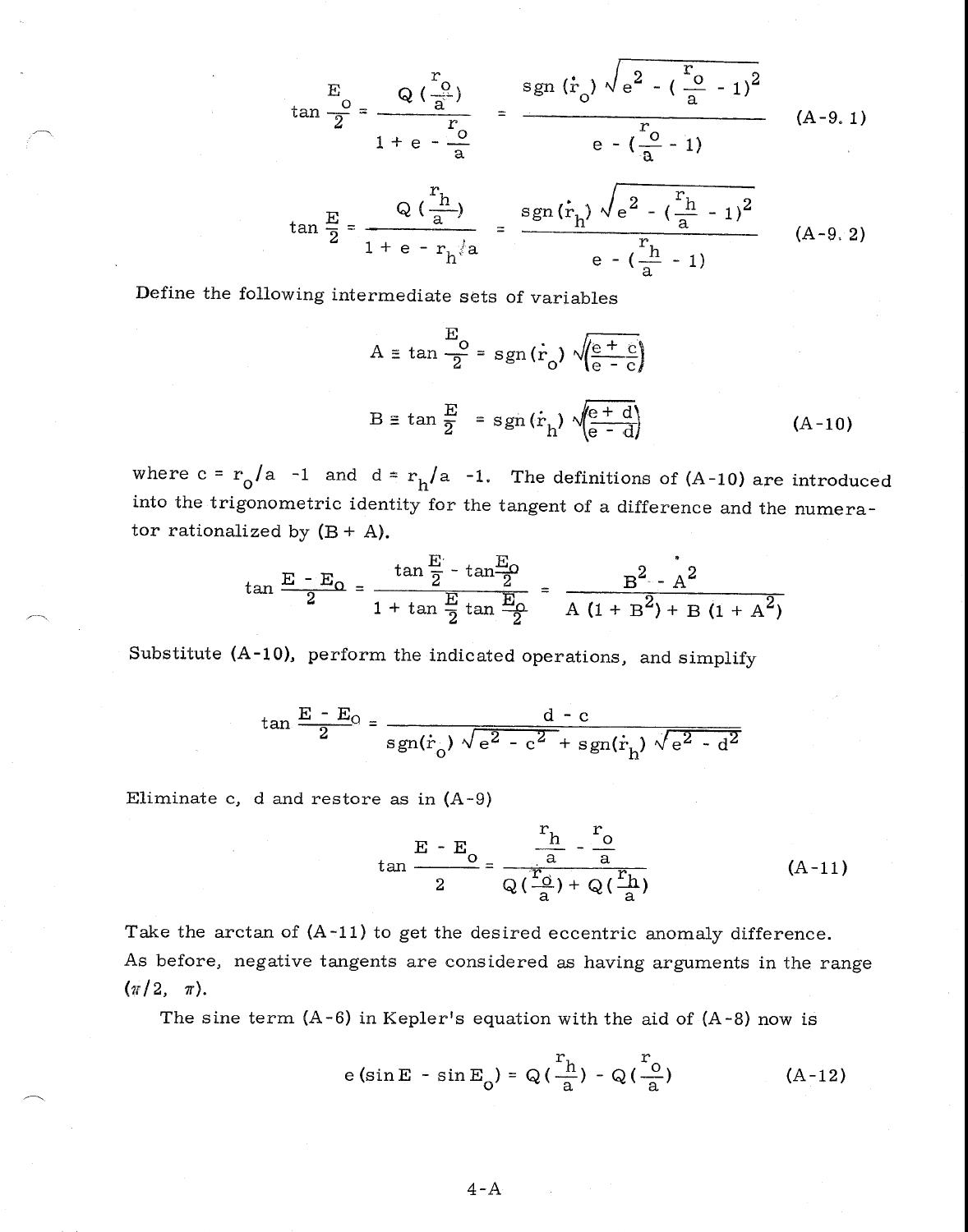$$\tan \frac{E_o}{2} = \frac{Q\left(\frac{r_o}{a}\right)}{1 + e - \frac{r_o}{a}} = \frac{\operatorname{sgn}(\dot{r}_o)\sqrt{e^2 - \left(\frac{r_o}{a} - 1\right)^2}}{e - \left(\frac{r_o}{a} - 1\right)} \tag{A-9.1}$$

$$\tan \frac{E}{2} = \frac{Q\left(\frac{r_h}{a}\right)}{1 + e - r_h/a} = \frac{\operatorname{sgn}(\dot{r}_h)\sqrt{e^2 - \left(\frac{r_h}{a} - 1\right)^2}}{e - \left(\frac{r_h}{a} - 1\right)} \tag{A-9.2}$$

Define the following intermediate sets of variables

$$A \equiv \tan \frac{E_o}{2} = \operatorname{sgn}(\dot{r}_o)\sqrt{\left(\frac{e + c}{e - c}\right)}$$

$$B \equiv \tan \frac{E}{2} = \operatorname{sgn}(\dot{r}_h)\sqrt{\left(\frac{e + d}{e - d}\right)} \tag{A-10}$$

where $c = r_o/a - 1$ and $d = r_h/a - 1$. The definitions of (A-10) are introduced into the trigonometric identity for the tangent of a difference and the numerator rationalized by $(B + A)$.

$$\tan \frac{E - E_o}{2} = \frac{\tan \frac{E}{2} - \tan \frac{E_o}{2}}{1 + \tan \frac{E}{2} \tan \frac{E_o}{2}} = \frac{B^2 - A^2}{A(1 + B^2) + B(1 + A^2)}$$

Substitute (A-10), perform the indicated operations, and simplify

$$\tan \frac{E - E_o}{2} = \frac{d - c}{\operatorname{sgn}(\dot{r}_o)\sqrt{e^2 - c^2} + \operatorname{sgn}(\dot{r}_h)\sqrt{e^2 - d^2}}$$

Eliminate c, d and restore as in (A-9)

$$\tan \frac{E - E_o}{2} = \frac{\frac{r_h}{a} - \frac{r_o}{a}}{Q\left(\frac{r_o}{a}\right) + Q\left(\frac{r_h}{a}\right)} \tag{A-11}$$

Take the arctan of (A-11) to get the desired eccentric anomaly difference. As before, negative tangents are considered as having arguments in the range $(\pi/2, \pi)$.

The sine term (A-6) in Kepler's equation with the aid of (A-8) now is

$$e(\sin E - \sin E_o) = Q\left(\frac{r_h}{a}\right) - Q\left(\frac{r_o}{a}\right) \tag{A-12}$$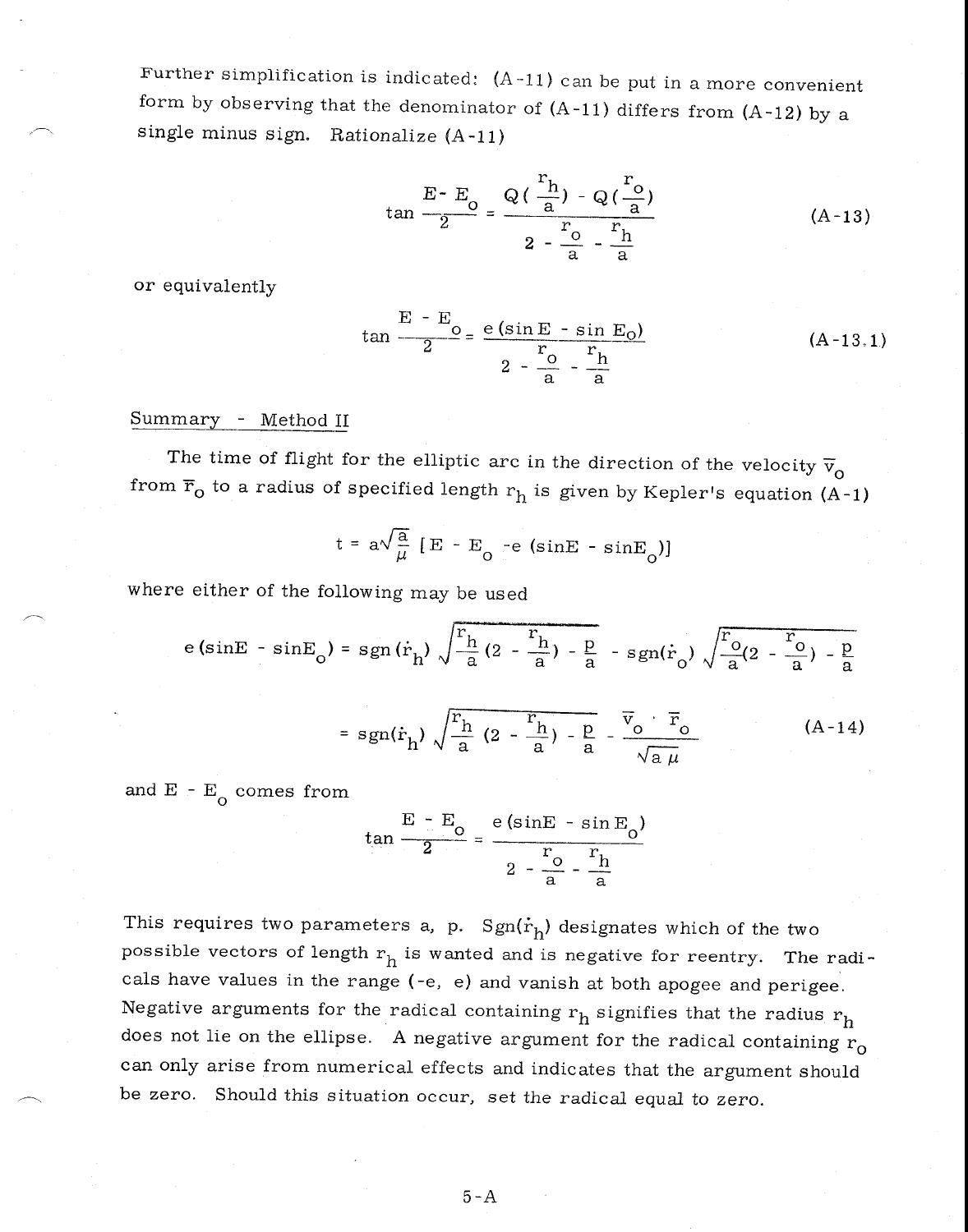Further simplification is indicated: (A-11) can be put in a more convenient form by observing that the denominator of (A-11) differs from (A-12) by a single minus sign. Rationalize (A-11)

$$\tan \frac{E - E_o}{2} = \frac{Q(\frac{r_h}{a}) - Q(\frac{r_o}{a})}{2 - \frac{r_o}{a} - \frac{r_h}{a}} \tag{A-13}$$

or equivalently

$$\tan \frac{E - E_o}{2} = \frac{e(\sin E - \sin E_o)}{2 - \frac{r_o}{a} - \frac{r_h}{a}} \tag{A-13.1}$$

## Summary - Method II

The time of flight for the elliptic arc in the direction of the velocity $\bar{v}_o$ from $\bar{r}_o$ to a radius of specified length $r_h$ is given by Kepler's equation (A-1)

$$t = a\sqrt{\frac{a}{\mu}}\,[E - E_o - e(\sin E - \sin E_o)]$$

where either of the following may be used

$$e(\sin E - \sin E_o) = \text{sgn}(\dot{r}_h)\sqrt{\frac{r_h}{a}(2 - \frac{r_h}{a}) - \frac{p}{a}} - \text{sgn}(\dot{r}_o)\sqrt{\frac{r_o}{a}(2 - \frac{r_o}{a}) - \frac{p}{a}}$$

$$= \text{sgn}(\dot{r}_h)\sqrt{\frac{r_h}{a}(2 - \frac{r_h}{a}) - \frac{p}{a}} - \frac{\bar{v}_o \cdot \bar{r}_o}{\sqrt{a\mu}} \tag{A-14}$$

and $E - E_o$ comes from

$$\tan \frac{E - E_o}{2} = \frac{e(\sin E - \sin E_o)}{2 - \frac{r_o}{a} - \frac{r_h}{a}}$$

This requires two parameters a, p. $\text{Sgn}(\dot{r}_h)$ designates which of the two possible vectors of length $r_h$ is wanted and is negative for reentry. The radicals have values in the range $(-e, e)$ and vanish at both apogee and perigee. Negative arguments for the radical containing $r_h$ signifies that the radius $r_h$ does not lie on the ellipse. A negative argument for the radical containing $r_o$ can only arise from numerical effects and indicates that the argument should be zero. Should this situation occur, set the radical equal to zero.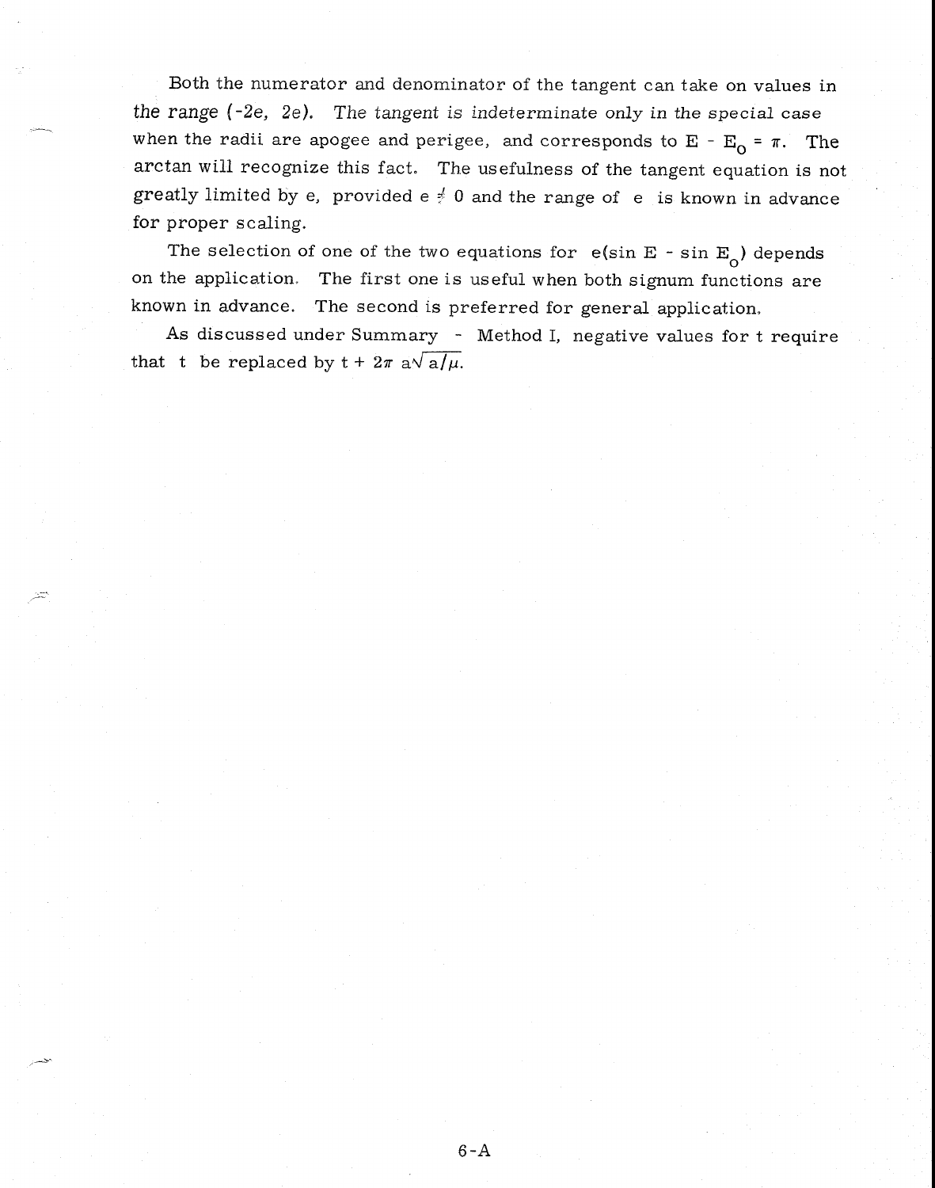Both the numerator and denominator of the tangent can take on values in the range $(-2e, 2e)$. The tangent is indeterminate only in the special case when the radii are apogee and perigee, and corresponds to $E - E_0 = \pi$. The arctan will recognize this fact. The usefulness of the tangent equation is not greatly limited by e, provided $e \neq 0$ and the range of e is known in advance for proper scaling.

The selection of one of the two equations for $e(\sin E - \sin E_0)$ depends on the application. The first one is useful when both signum functions are known in advance. The second is preferred for general application.

As discussed under Summary - Method I, negative values for t require that t be replaced by $t + 2\pi a\sqrt{a/\mu}$.